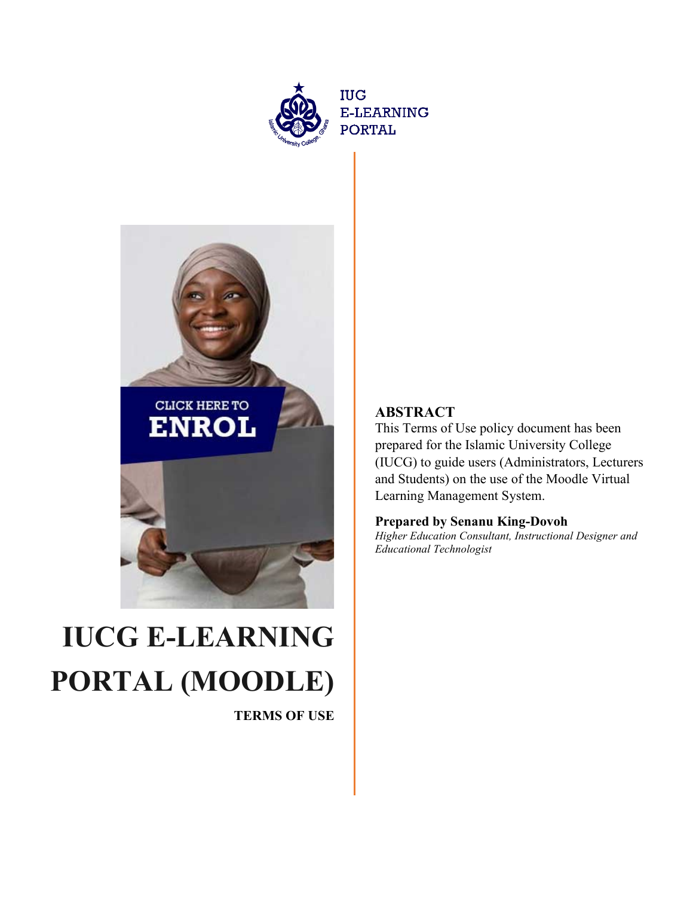IUG
E-LEARNING
PORTAL

# IUCG E-LEARNING PORTAL (MOODLE)

**TERMS OF USE**

## ABSTRACT

This Terms of Use policy document has been prepared for the Islamic University College (IUCG) to guide users (Administrators, Lecturers and Students) on the use of the Moodle Virtual Learning Management System.

**Prepared by Senanu King-Dovoh**

*Higher Education Consultant, Instructional Designer and Educational Technologist*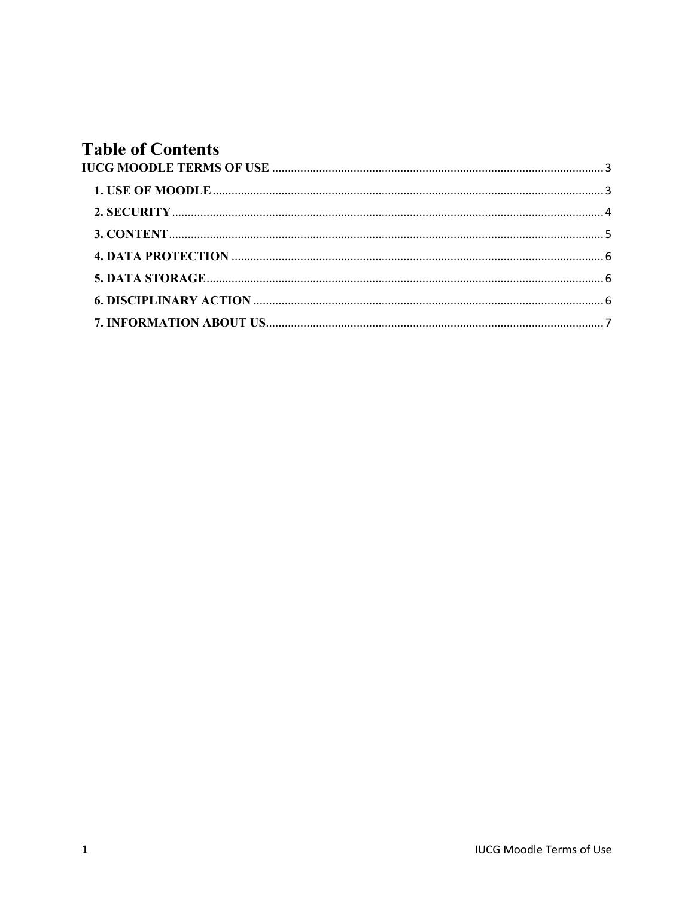# Table of Contents

IUCG MOODLE TERMS OF USE ............ 3

- 1. USE OF MOODLE ............ 3
- 2. SECURITY ............ 4
- 3. CONTENT ............ 5
- 4. DATA PROTECTION ............ 6
- 5. DATA STORAGE ............ 6
- 6. DISCIPLINARY ACTION ............ 6
- 7. INFORMATION ABOUT US ............ 7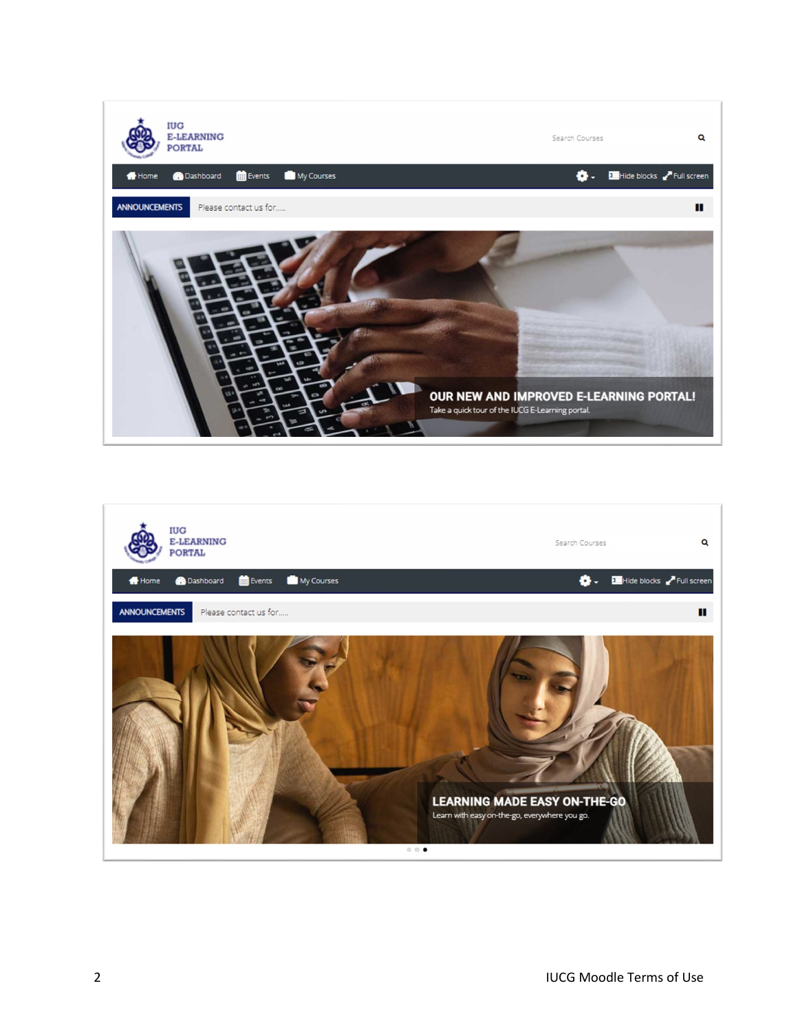IUG
E-LEARNING
PORTAL

Search Courses

Home Dashboard Events My Courses Hide blocks Full screen

ANNOUNCEMENTS Please contact us for.....

**OUR NEW AND IMPROVED E-LEARNING PORTAL!**

Take a quick tour of the IUCG E-Learning portal.

IUG
E-LEARNING
PORTAL

Search Courses

Home Dashboard Events My Courses Hide blocks Full screen

ANNOUNCEMENTS Please contact us for.....

**LEARNING MADE EASY ON-THE-GO**

Learn with easy on-the-go, everywhere you go.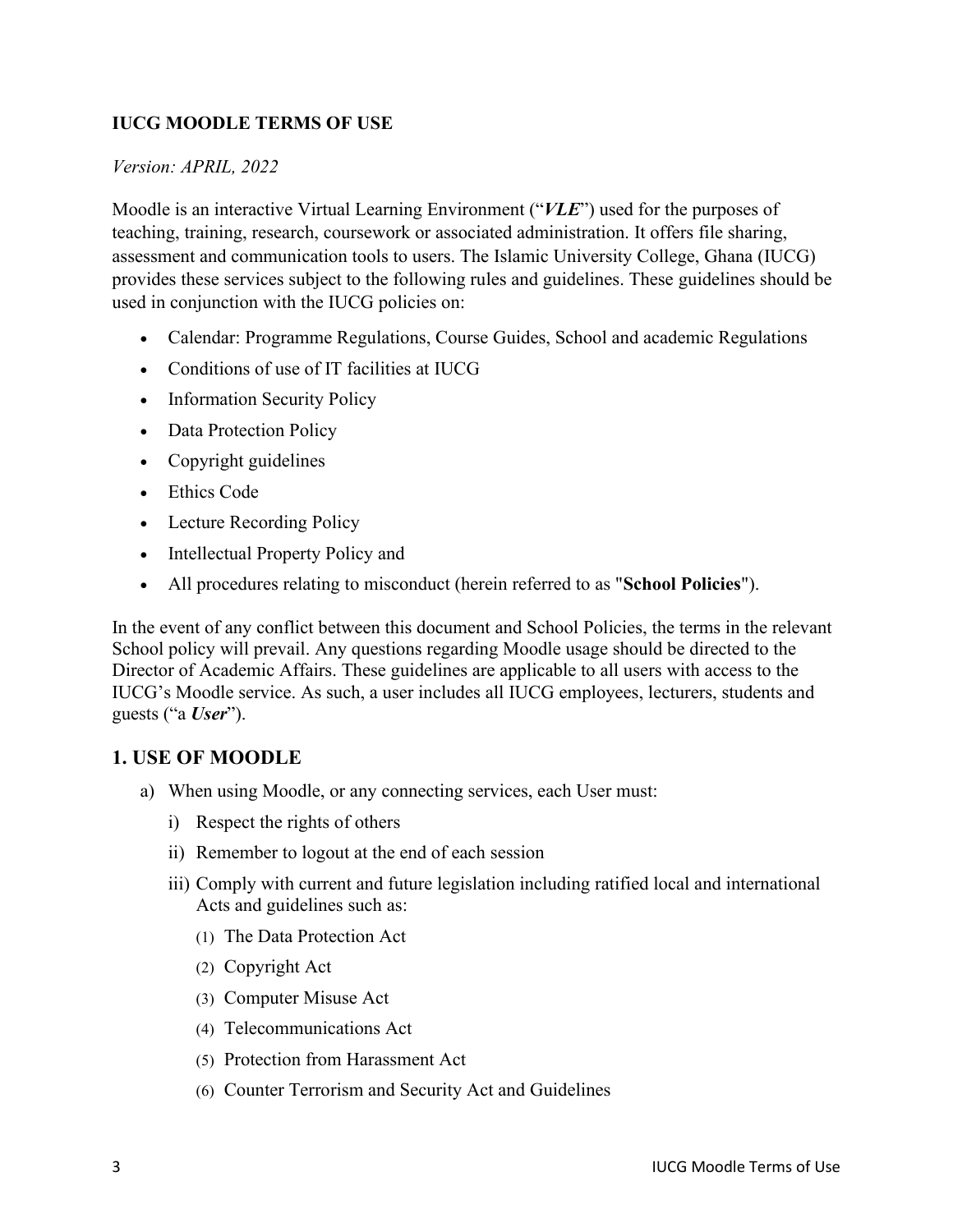**IUCG MOODLE TERMS OF USE**

*Version: APRIL, 2022*

Moodle is an interactive Virtual Learning Environment ("***VLE***") used for the purposes of teaching, training, research, coursework or associated administration. It offers file sharing, assessment and communication tools to users. The Islamic University College, Ghana (IUCG) provides these services subject to the following rules and guidelines. These guidelines should be used in conjunction with the IUCG policies on:

- Calendar: Programme Regulations, Course Guides, School and academic Regulations
- Conditions of use of IT facilities at IUCG
- Information Security Policy
- Data Protection Policy
- Copyright guidelines
- Ethics Code
- Lecture Recording Policy
- Intellectual Property Policy and
- All procedures relating to misconduct (herein referred to as "**School Policies**").

In the event of any conflict between this document and School Policies, the terms in the relevant School policy will prevail. Any questions regarding Moodle usage should be directed to the Director of Academic Affairs. These guidelines are applicable to all users with access to the IUCG's Moodle service. As such, a user includes all IUCG employees, lecturers, students and guests ("a ***User***").

## 1. USE OF MOODLE

a) When using Moodle, or any connecting services, each User must:

   i) Respect the rights of others

   ii) Remember to logout at the end of each session

   iii) Comply with current and future legislation including ratified local and international Acts and guidelines such as:

      (1) The Data Protection Act

      (2) Copyright Act

      (3) Computer Misuse Act

      (4) Telecommunications Act

      (5) Protection from Harassment Act

      (6) Counter Terrorism and Security Act and Guidelines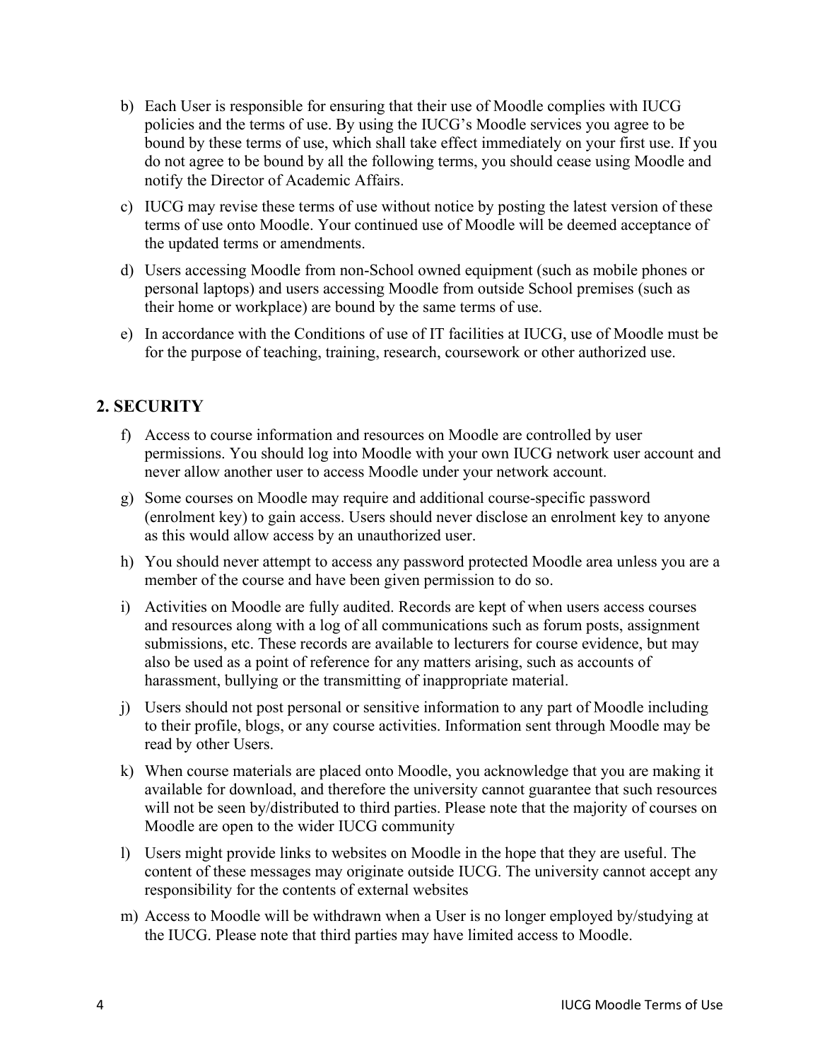b) Each User is responsible for ensuring that their use of Moodle complies with IUCG policies and the terms of use. By using the IUCG's Moodle services you agree to be bound by these terms of use, which shall take effect immediately on your first use. If you do not agree to be bound by all the following terms, you should cease using Moodle and notify the Director of Academic Affairs.

c) IUCG may revise these terms of use without notice by posting the latest version of these terms of use onto Moodle. Your continued use of Moodle will be deemed acceptance of the updated terms or amendments.

d) Users accessing Moodle from non-School owned equipment (such as mobile phones or personal laptops) and users accessing Moodle from outside School premises (such as their home or workplace) are bound by the same terms of use.

e) In accordance with the Conditions of use of IT facilities at IUCG, use of Moodle must be for the purpose of teaching, training, research, coursework or other authorized use.

## 2. SECURITY

f) Access to course information and resources on Moodle are controlled by user permissions. You should log into Moodle with your own IUCG network user account and never allow another user to access Moodle under your network account.

g) Some courses on Moodle may require and additional course-specific password (enrolment key) to gain access. Users should never disclose an enrolment key to anyone as this would allow access by an unauthorized user.

h) You should never attempt to access any password protected Moodle area unless you are a member of the course and have been given permission to do so.

i) Activities on Moodle are fully audited. Records are kept of when users access courses and resources along with a log of all communications such as forum posts, assignment submissions, etc. These records are available to lecturers for course evidence, but may also be used as a point of reference for any matters arising, such as accounts of harassment, bullying or the transmitting of inappropriate material.

j) Users should not post personal or sensitive information to any part of Moodle including to their profile, blogs, or any course activities. Information sent through Moodle may be read by other Users.

k) When course materials are placed onto Moodle, you acknowledge that you are making it available for download, and therefore the university cannot guarantee that such resources will not be seen by/distributed to third parties. Please note that the majority of courses on Moodle are open to the wider IUCG community

l) Users might provide links to websites on Moodle in the hope that they are useful. The content of these messages may originate outside IUCG. The university cannot accept any responsibility for the contents of external websites

m) Access to Moodle will be withdrawn when a User is no longer employed by/studying at the IUCG. Please note that third parties may have limited access to Moodle.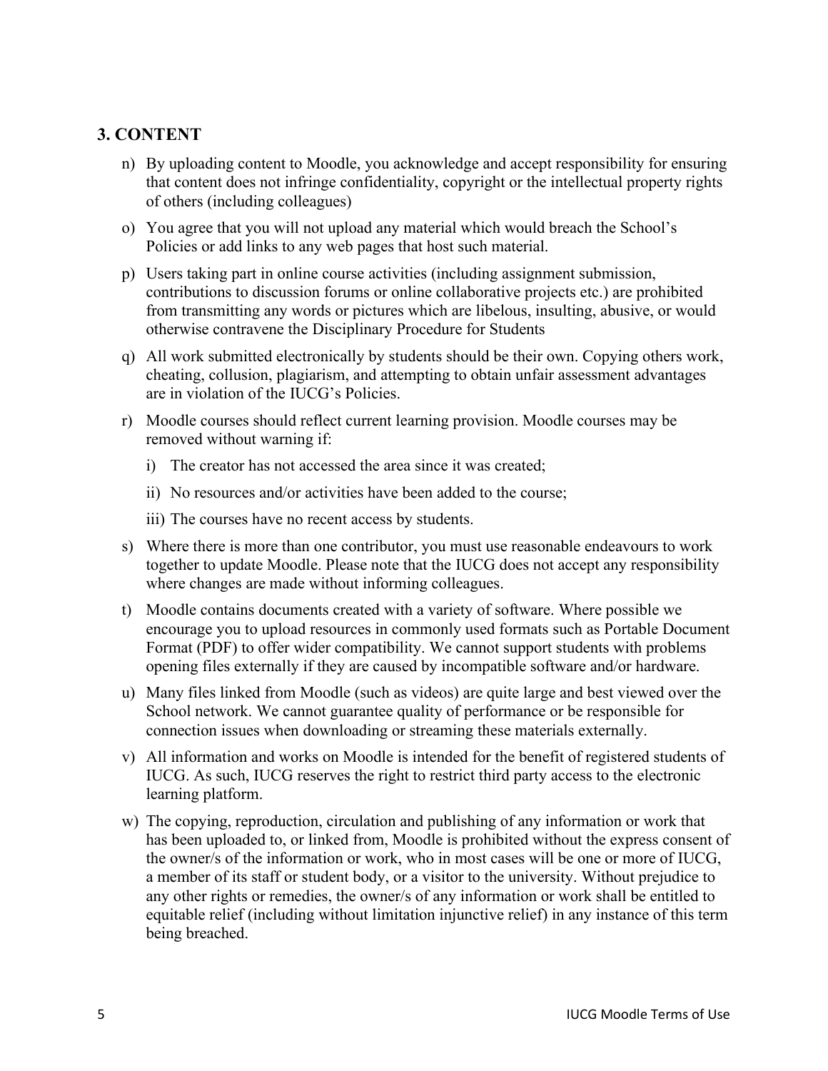## 3. CONTENT

n) By uploading content to Moodle, you acknowledge and accept responsibility for ensuring that content does not infringe confidentiality, copyright or the intellectual property rights of others (including colleagues)

o) You agree that you will not upload any material which would breach the School's Policies or add links to any web pages that host such material.

p) Users taking part in online course activities (including assignment submission, contributions to discussion forums or online collaborative projects etc.) are prohibited from transmitting any words or pictures which are libelous, insulting, abusive, or would otherwise contravene the Disciplinary Procedure for Students

q) All work submitted electronically by students should be their own. Copying others work, cheating, collusion, plagiarism, and attempting to obtain unfair assessment advantages are in violation of the IUCG's Policies.

r) Moodle courses should reflect current learning provision. Moodle courses may be removed without warning if:

   i) The creator has not accessed the area since it was created;

   ii) No resources and/or activities have been added to the course;

   iii) The courses have no recent access by students.

s) Where there is more than one contributor, you must use reasonable endeavours to work together to update Moodle. Please note that the IUCG does not accept any responsibility where changes are made without informing colleagues.

t) Moodle contains documents created with a variety of software. Where possible we encourage you to upload resources in commonly used formats such as Portable Document Format (PDF) to offer wider compatibility. We cannot support students with problems opening files externally if they are caused by incompatible software and/or hardware.

u) Many files linked from Moodle (such as videos) are quite large and best viewed over the School network. We cannot guarantee quality of performance or be responsible for connection issues when downloading or streaming these materials externally.

v) All information and works on Moodle is intended for the benefit of registered students of IUCG. As such, IUCG reserves the right to restrict third party access to the electronic learning platform.

w) The copying, reproduction, circulation and publishing of any information or work that has been uploaded to, or linked from, Moodle is prohibited without the express consent of the owner/s of the information or work, who in most cases will be one or more of IUCG, a member of its staff or student body, or a visitor to the university. Without prejudice to any other rights or remedies, the owner/s of any information or work shall be entitled to equitable relief (including without limitation injunctive relief) in any instance of this term being breached.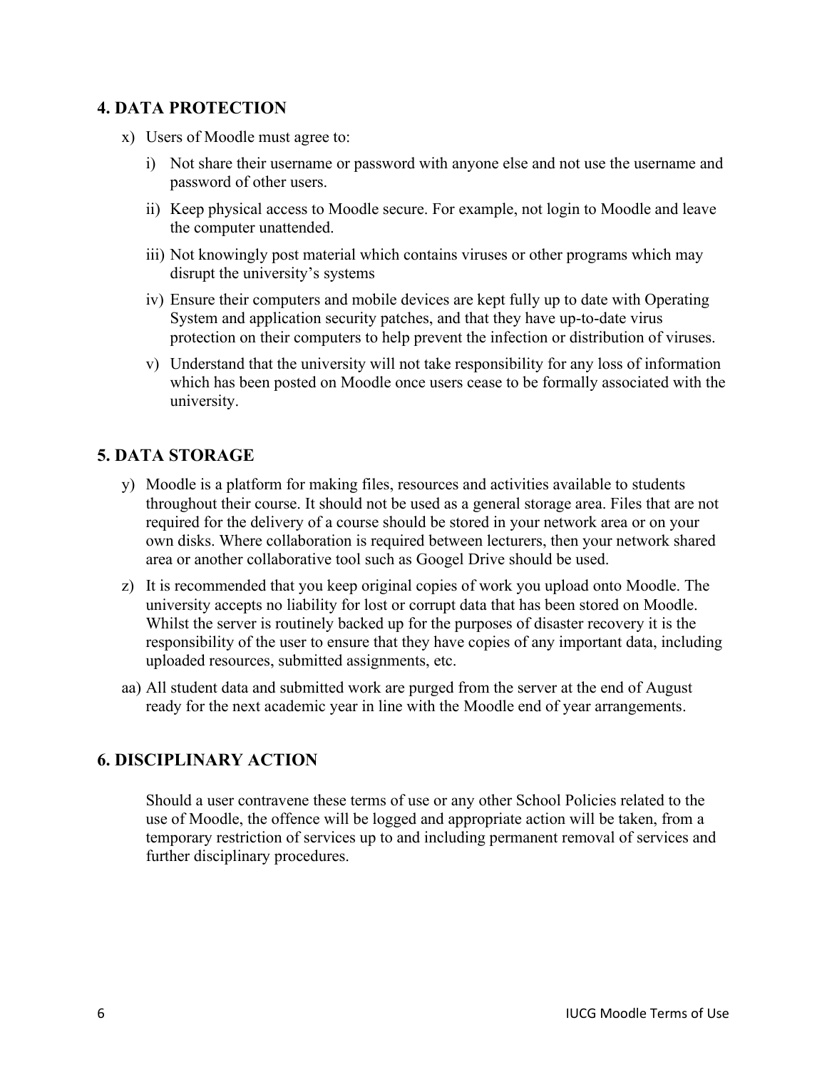## 4. DATA PROTECTION

x) Users of Moodle must agree to:

   i) Not share their username or password with anyone else and not use the username and password of other users.

   ii) Keep physical access to Moodle secure. For example, not login to Moodle and leave the computer unattended.

   iii) Not knowingly post material which contains viruses or other programs which may disrupt the university's systems

   iv) Ensure their computers and mobile devices are kept fully up to date with Operating System and application security patches, and that they have up-to-date virus protection on their computers to help prevent the infection or distribution of viruses.

   v) Understand that the university will not take responsibility for any loss of information which has been posted on Moodle once users cease to be formally associated with the university.

## 5. DATA STORAGE

y) Moodle is a platform for making files, resources and activities available to students throughout their course. It should not be used as a general storage area. Files that are not required for the delivery of a course should be stored in your network area or on your own disks. Where collaboration is required between lecturers, then your network shared area or another collaborative tool such as Googel Drive should be used.

z) It is recommended that you keep original copies of work you upload onto Moodle. The university accepts no liability for lost or corrupt data that has been stored on Moodle. Whilst the server is routinely backed up for the purposes of disaster recovery it is the responsibility of the user to ensure that they have copies of any important data, including uploaded resources, submitted assignments, etc.

aa) All student data and submitted work are purged from the server at the end of August ready for the next academic year in line with the Moodle end of year arrangements.

## 6. DISCIPLINARY ACTION

Should a user contravene these terms of use or any other School Policies related to the use of Moodle, the offence will be logged and appropriate action will be taken, from a temporary restriction of services up to and including permanent removal of services and further disciplinary procedures.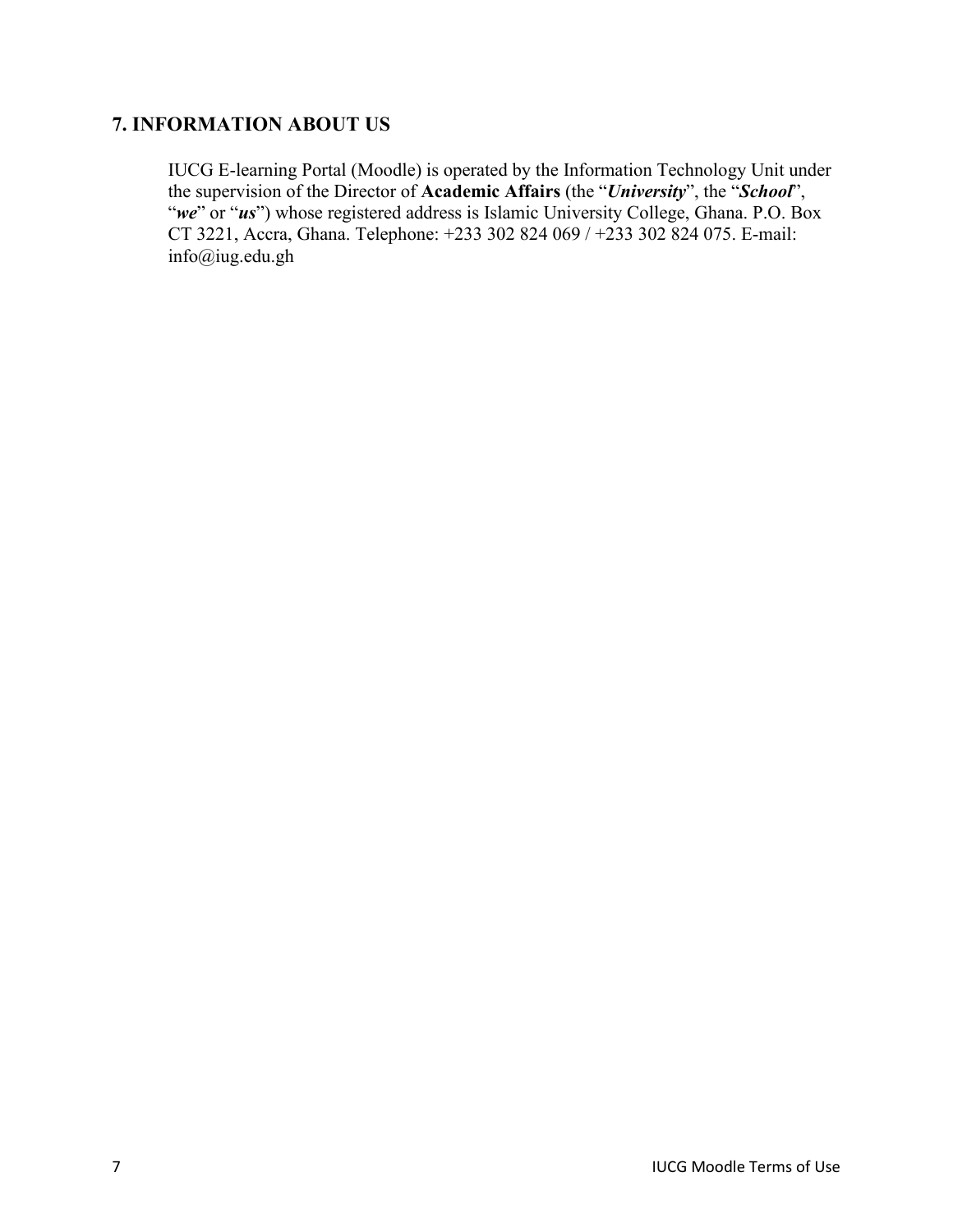## 7. INFORMATION ABOUT US

IUCG E-learning Portal (Moodle) is operated by the Information Technology Unit under the supervision of the Director of **Academic Affairs** (the "***University***", the "***School***", "***we***" or "***us***") whose registered address is Islamic University College, Ghana. P.O. Box CT 3221, Accra, Ghana. Telephone: +233 302 824 069 / +233 302 824 075. E-mail: info@iug.edu.gh